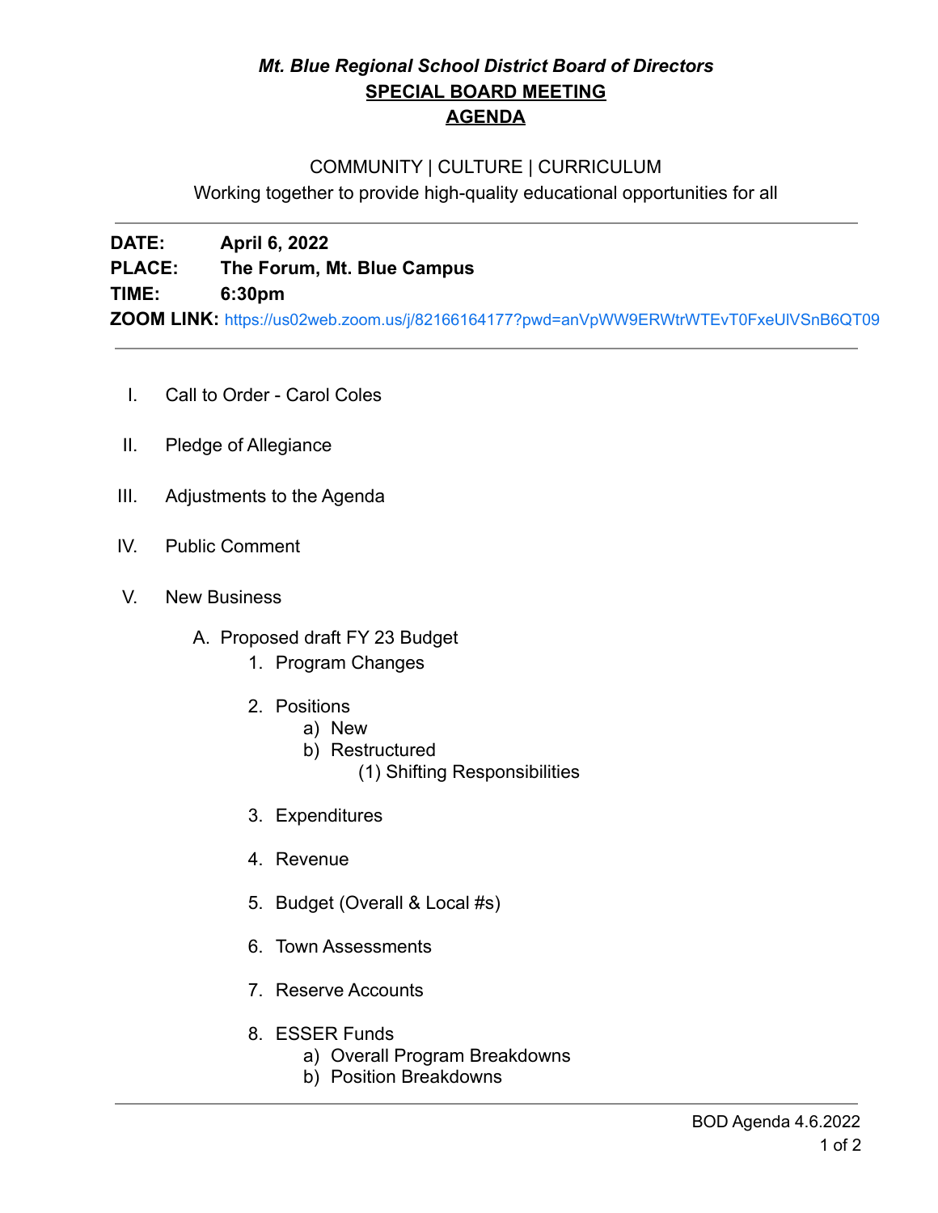# *Mt. Blue Regional School District Board of Directors*

## SPECIAL BOARD MEETING

## AGENDA

COMMUNITY | CULTURE | CURRICULUM

Working together to provide high-quality educational opportunities for all

---

**DATE:** **April 6, 2022**

**PLACE:** **The Forum, Mt. Blue Campus**

**TIME:** **6:30pm**

**ZOOM LINK:** https://us02web.zoom.us/j/82166164177?pwd=anVpWW9ERWtrWTEvT0FxeUlVSnB6QT09

---

I. Call to Order - Carol Coles

II. Pledge of Allegiance

III. Adjustments to the Agenda

IV. Public Comment

V. New Business

   A. Proposed draft FY 23 Budget
      1. Program Changes
      2. Positions
         a) New
         b) Restructured
            (1) Shifting Responsibilities
      3. Expenditures
      4. Revenue
      5. Budget (Overall & Local #s)
      6. Town Assessments
      7. Reserve Accounts
      8. ESSER Funds
         a) Overall Program Breakdowns
         b) Position Breakdowns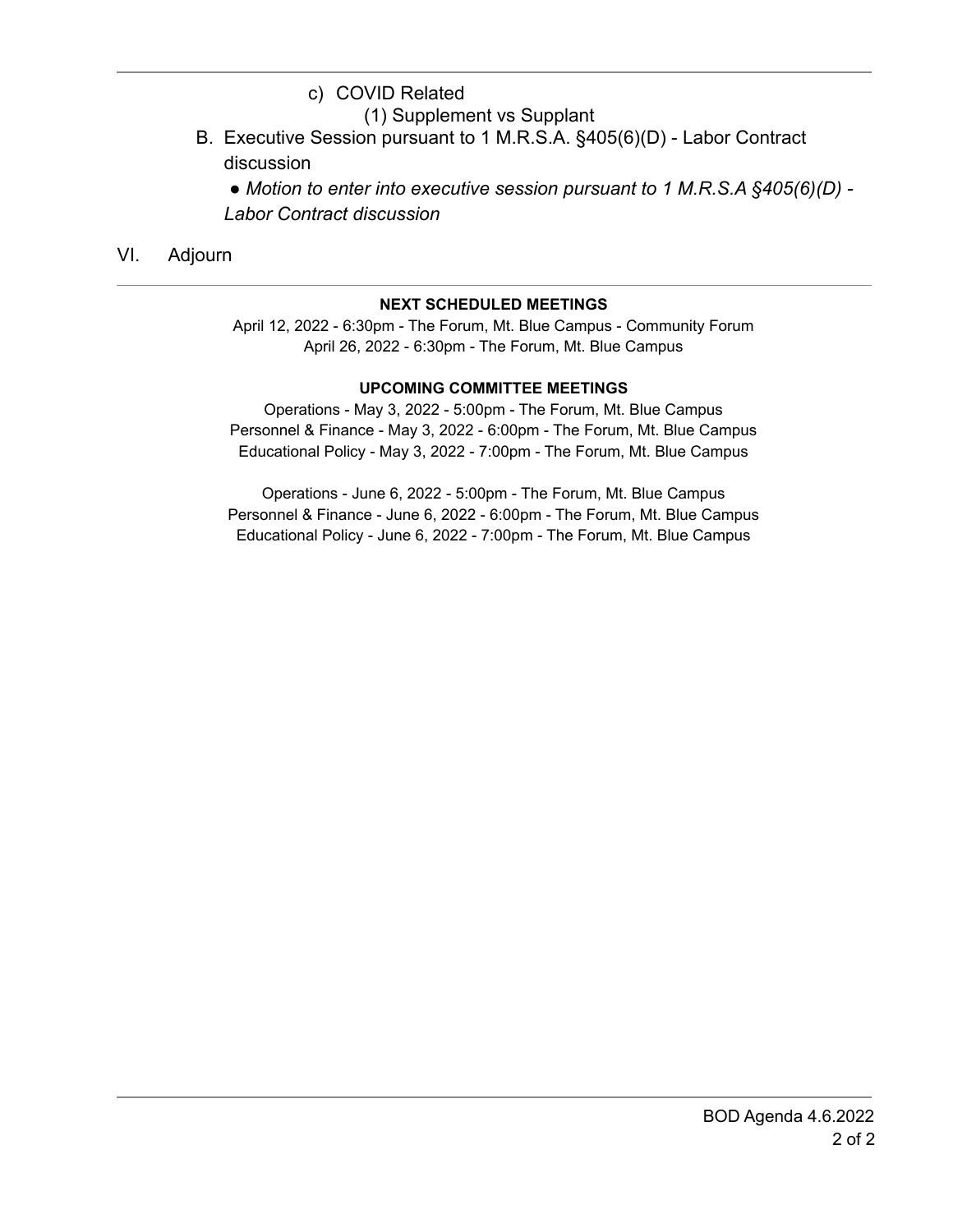c) COVID Related
   (1) Supplement vs Supplant

B. Executive Session pursuant to 1 M.R.S.A. §405(6)(D) - Labor Contract discussion
   - *Motion to enter into executive session pursuant to 1 M.R.S.A §405(6)(D) - Labor Contract discussion*

VI. Adjourn

---

**NEXT SCHEDULED MEETINGS**

April 12, 2022 - 6:30pm - The Forum, Mt. Blue Campus - Community Forum
April 26, 2022 - 6:30pm - The Forum, Mt. Blue Campus

**UPCOMING COMMITTEE MEETINGS**

Operations - May 3, 2022 - 5:00pm - The Forum, Mt. Blue Campus
Personnel & Finance - May 3, 2022 - 6:00pm - The Forum, Mt. Blue Campus
Educational Policy - May 3, 2022 - 7:00pm - The Forum, Mt. Blue Campus

Operations - June 6, 2022 - 5:00pm - The Forum, Mt. Blue Campus
Personnel & Finance - June 6, 2022 - 6:00pm - The Forum, Mt. Blue Campus
Educational Policy - June 6, 2022 - 7:00pm - The Forum, Mt. Blue Campus